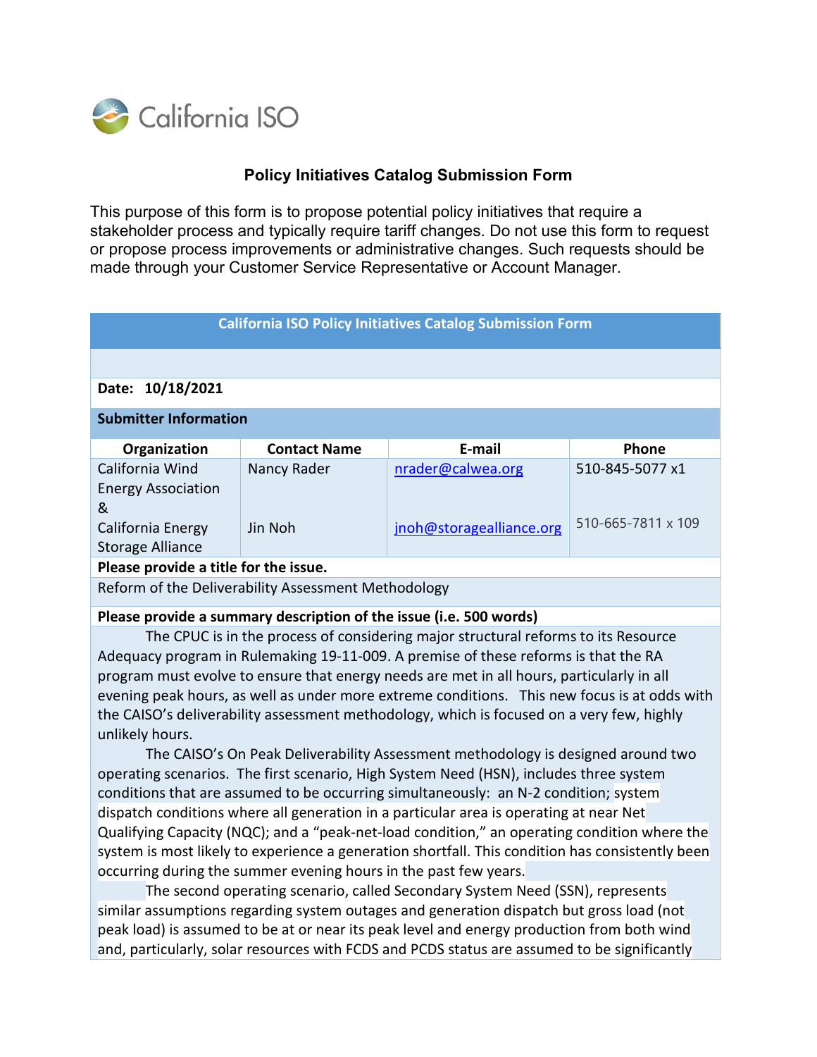California ISO

# Policy Initiatives Catalog Submission Form

This purpose of this form is to propose potential policy initiatives that require a stakeholder process and typically require tariff changes. Do not use this form to request or propose process improvements or administrative changes. Such requests should be made through your Customer Service Representative or Account Manager.

**California ISO Policy Initiatives Catalog Submission Form**

**Date: 10/18/2021**

**Submitter Information**

| Organization | Contact Name | E-mail | Phone |
|---|---|---|---|
| California Wind Energy Association & | Nancy Rader | nrader@calwea.org | 510-845-5077 x1 |
| California Energy Storage Alliance | Jin Noh | jnoh@storagealliance.org | 510-665-7811 x 109 |

**Please provide a title for the issue.**

Reform of the Deliverability Assessment Methodology

**Please provide a summary description of the issue (i.e. 500 words)**

The CPUC is in the process of considering major structural reforms to its Resource Adequacy program in Rulemaking 19-11-009. A premise of these reforms is that the RA program must evolve to ensure that energy needs are met in all hours, particularly in all evening peak hours, as well as under more extreme conditions. This new focus is at odds with the CAISO's deliverability assessment methodology, which is focused on a very few, highly unlikely hours.

The CAISO's On Peak Deliverability Assessment methodology is designed around two operating scenarios. The first scenario, High System Need (HSN), includes three system conditions that are assumed to be occurring simultaneously: an N-2 condition; system dispatch conditions where all generation in a particular area is operating at near Net Qualifying Capacity (NQC); and a "peak-net-load condition," an operating condition where the system is most likely to experience a generation shortfall. This condition has consistently been occurring during the summer evening hours in the past few years.

The second operating scenario, called Secondary System Need (SSN), represents similar assumptions regarding system outages and generation dispatch but gross load (not peak load) is assumed to be at or near its peak level and energy production from both wind and, particularly, solar resources with FCDS and PCDS status are assumed to be significantly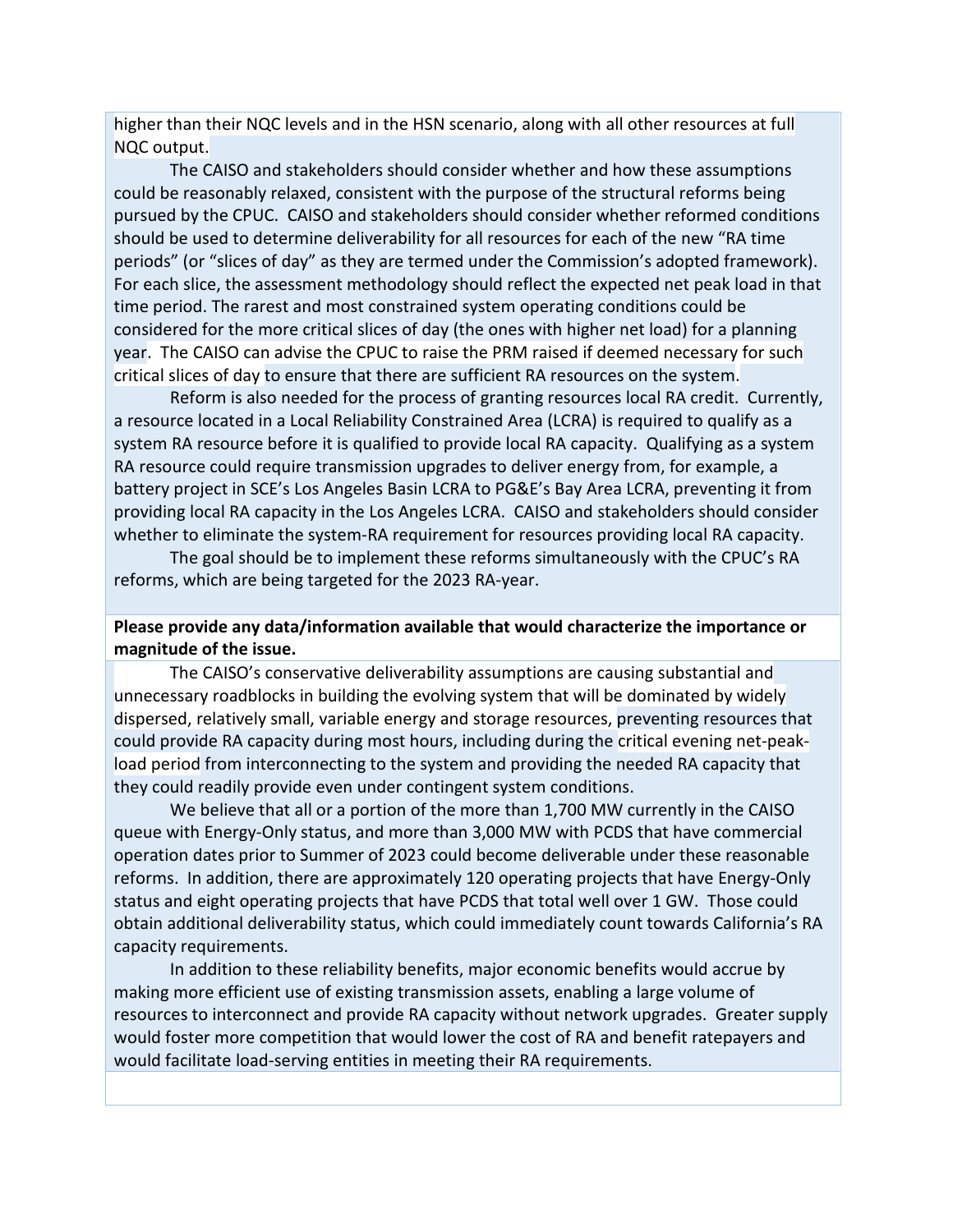higher than their NQC levels and in the HSN scenario, along with all other resources at full NQC output.

The CAISO and stakeholders should consider whether and how these assumptions could be reasonably relaxed, consistent with the purpose of the structural reforms being pursued by the CPUC. CAISO and stakeholders should consider whether reformed conditions should be used to determine deliverability for all resources for each of the new "RA time periods" (or "slices of day" as they are termed under the Commission's adopted framework). For each slice, the assessment methodology should reflect the expected net peak load in that time period. The rarest and most constrained system operating conditions could be considered for the more critical slices of day (the ones with higher net load) for a planning year. The CAISO can advise the CPUC to raise the PRM raised if deemed necessary for such critical slices of day to ensure that there are sufficient RA resources on the system.

Reform is also needed for the process of granting resources local RA credit. Currently, a resource located in a Local Reliability Constrained Area (LCRA) is required to qualify as a system RA resource before it is qualified to provide local RA capacity. Qualifying as a system RA resource could require transmission upgrades to deliver energy from, for example, a battery project in SCE's Los Angeles Basin LCRA to PG&E's Bay Area LCRA, preventing it from providing local RA capacity in the Los Angeles LCRA. CAISO and stakeholders should consider whether to eliminate the system-RA requirement for resources providing local RA capacity.

The goal should be to implement these reforms simultaneously with the CPUC's RA reforms, which are being targeted for the 2023 RA-year.

**Please provide any data/information available that would characterize the importance or magnitude of the issue.**

The CAISO's conservative deliverability assumptions are causing substantial and unnecessary roadblocks in building the evolving system that will be dominated by widely dispersed, relatively small, variable energy and storage resources, preventing resources that could provide RA capacity during most hours, including during the critical evening net-peak-load period from interconnecting to the system and providing the needed RA capacity that they could readily provide even under contingent system conditions.

We believe that all or a portion of the more than 1,700 MW currently in the CAISO queue with Energy-Only status, and more than 3,000 MW with PCDS that have commercial operation dates prior to Summer of 2023 could become deliverable under these reasonable reforms. In addition, there are approximately 120 operating projects that have Energy-Only status and eight operating projects that have PCDS that total well over 1 GW. Those could obtain additional deliverability status, which could immediately count towards California's RA capacity requirements.

In addition to these reliability benefits, major economic benefits would accrue by making more efficient use of existing transmission assets, enabling a large volume of resources to interconnect and provide RA capacity without network upgrades. Greater supply would foster more competition that would lower the cost of RA and benefit ratepayers and would facilitate load-serving entities in meeting their RA requirements.